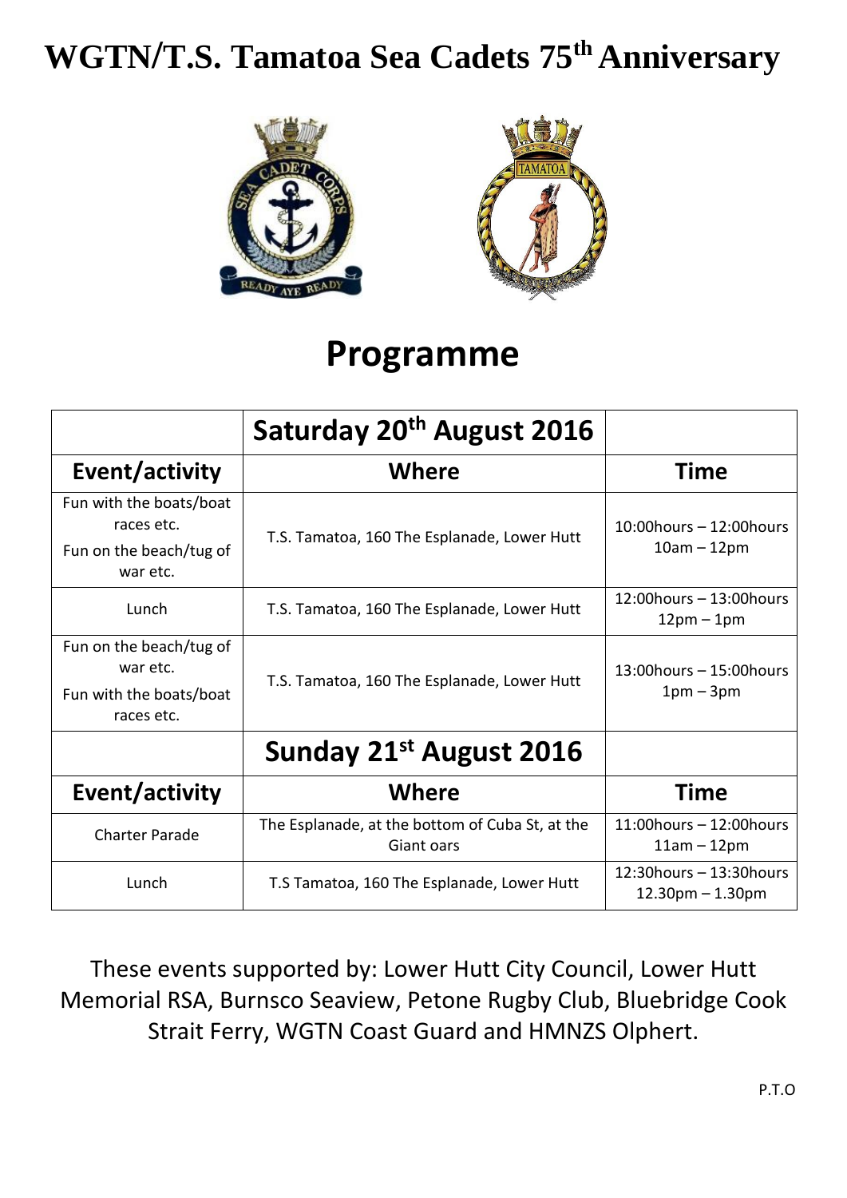# WGTN/T.S. Tamatoa Sea Cadets 75th Anniversary

## Programme

| | Saturday 20th August 2016 | |
|---|---|---|
| **Event/activity** | **Where** | **Time** |
| Fun with the boats/boat races etc. Fun on the beach/tug of war etc. | T.S. Tamatoa, 160 The Esplanade, Lower Hutt | 10:00hours – 12:00hours 10am – 12pm |
| Lunch | T.S. Tamatoa, 160 The Esplanade, Lower Hutt | 12:00hours – 13:00hours 12pm – 1pm |
| Fun on the beach/tug of war etc. Fun with the boats/boat races etc. | T.S. Tamatoa, 160 The Esplanade, Lower Hutt | 13:00hours – 15:00hours 1pm – 3pm |
| | **Sunday 21st August 2016** | |
| **Event/activity** | **Where** | **Time** |
| Charter Parade | The Esplanade, at the bottom of Cuba St, at the Giant oars | 11:00hours – 12:00hours 11am – 12pm |
| Lunch | T.S Tamatoa, 160 The Esplanade, Lower Hutt | 12:30hours – 13:30hours 12.30pm – 1.30pm |

These events supported by: Lower Hutt City Council, Lower Hutt Memorial RSA, Burnsco Seaview, Petone Rugby Club, Bluebridge Cook Strait Ferry, WGTN Coast Guard and HMNZS Olphert.

P.T.O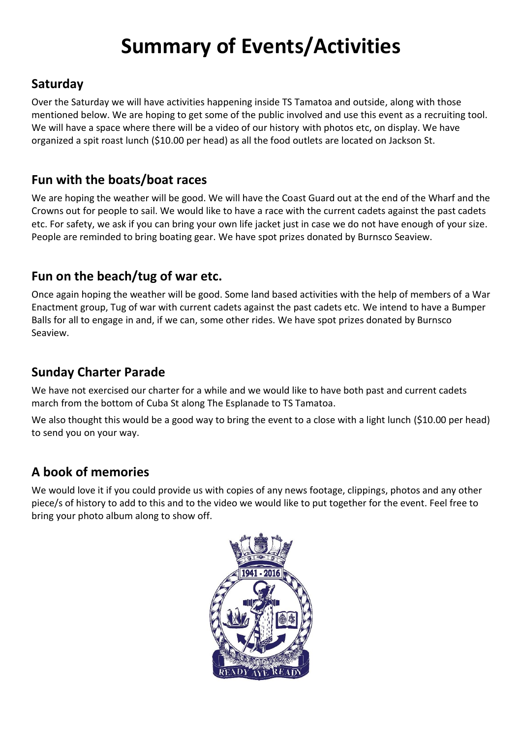# Summary of Events/Activities

## Saturday

Over the Saturday we will have activities happening inside TS Tamatoa and outside, along with those mentioned below. We are hoping to get some of the public involved and use this event as a recruiting tool. We will have a space where there will be a video of our history with photos etc, on display. We have organized a spit roast lunch ($10.00 per head) as all the food outlets are located on Jackson St.

## Fun with the boats/boat races

We are hoping the weather will be good. We will have the Coast Guard out at the end of the Wharf and the Crowns out for people to sail. We would like to have a race with the current cadets against the past cadets etc. For safety, we ask if you can bring your own life jacket just in case we do not have enough of your size. People are reminded to bring boating gear. We have spot prizes donated by Burnsco Seaview.

## Fun on the beach/tug of war etc.

Once again hoping the weather will be good. Some land based activities with the help of members of a War Enactment group, Tug of war with current cadets against the past cadets etc. We intend to have a Bumper Balls for all to engage in and, if we can, some other rides. We have spot prizes donated by Burnsco Seaview.

## Sunday Charter Parade

We have not exercised our charter for a while and we would like to have both past and current cadets march from the bottom of Cuba St along The Esplanade to TS Tamatoa.

We also thought this would be a good way to bring the event to a close with a light lunch ($10.00 per head) to send you on your way.

## A book of memories

We would love it if you could provide us with copies of any news footage, clippings, photos and any other piece/s of history to add to this and to the video we would like to put together for the event. Feel free to bring your photo album along to show off.

1941 - 2016

READY AYE READY